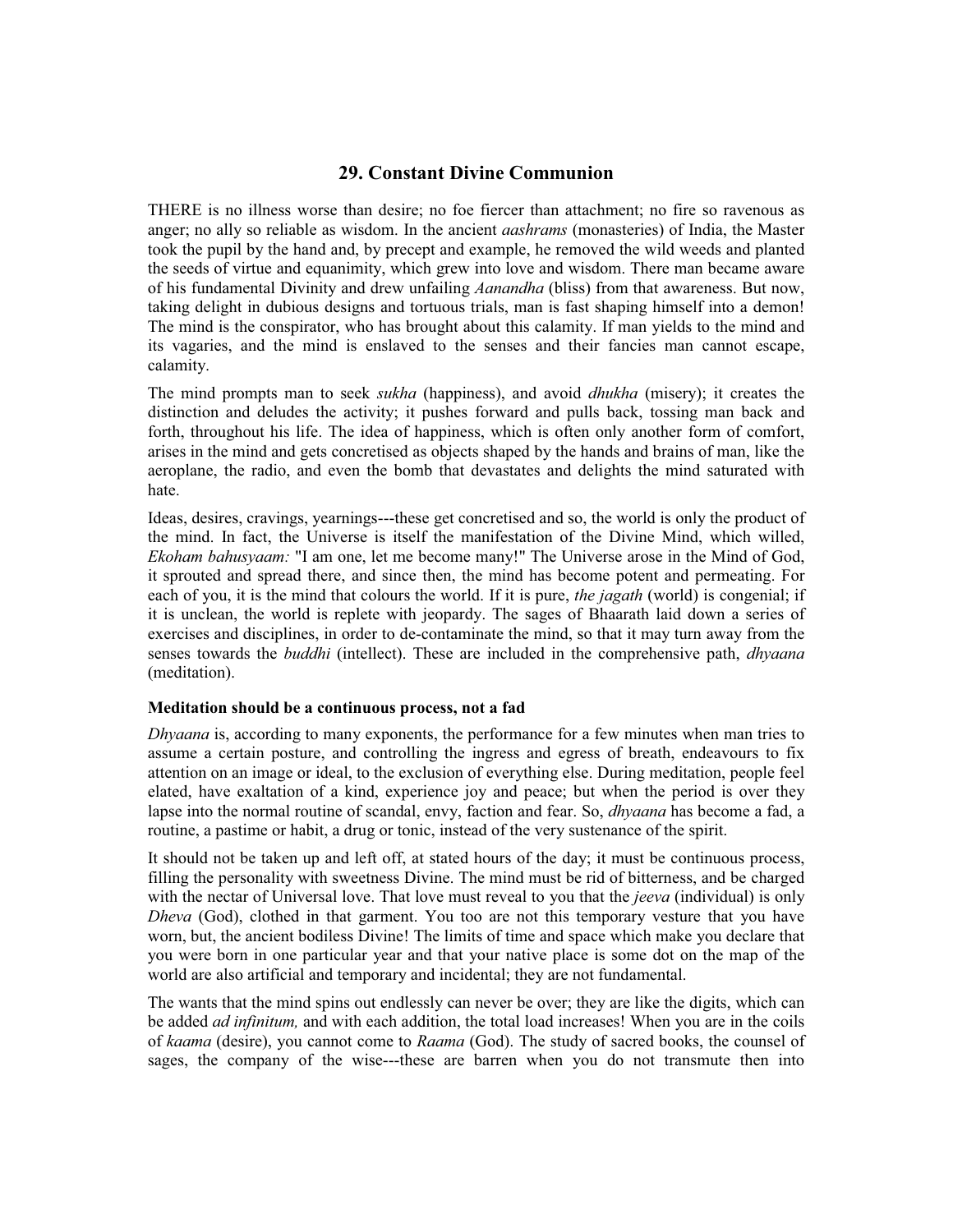## 29. Constant Divine Communion

THERE is no illness worse than desire; no foe fiercer than attachment; no fire so ravenous as anger; no ally so reliable as wisdom. In the ancient *aashrams* (monasteries) of India, the Master took the pupil by the hand and, by precept and example, he removed the wild weeds and planted the seeds of virtue and equanimity, which grew into love and wisdom. There man became aware of his fundamental Divinity and drew unfailing *Aanandha* (bliss) from that awareness. But now, taking delight in dubious designs and tortuous trials, man is fast shaping himself into a demon! The mind is the conspirator, who has brought about this calamity. If man yields to the mind and its vagaries, and the mind is enslaved to the senses and their fancies man cannot escape, calamity.

The mind prompts man to seek *sukha* (happiness), and avoid *dhukha* (misery); it creates the distinction and deludes the activity; it pushes forward and pulls back, tossing man back and forth, throughout his life. The idea of happiness, which is often only another form of comfort, arises in the mind and gets concretised as objects shaped by the hands and brains of man, like the aeroplane, the radio, and even the bomb that devastates and delights the mind saturated with hate.

Ideas, desires, cravings, yearnings---these get concretised and so, the world is only the product of the mind. In fact, the Universe is itself the manifestation of the Divine Mind, which willed, *Ekoham bahusyaam:* "I am one, let me become many!" The Universe arose in the Mind of God, it sprouted and spread there, and since then, the mind has become potent and permeating. For each of you, it is the mind that colours the world. If it is pure, *the jagath* (world) is congenial; if it is unclean, the world is replete with jeopardy. The sages of Bhaarath laid down a series of exercises and disciplines, in order to de-contaminate the mind, so that it may turn away from the senses towards the *buddhi* (intellect). These are included in the comprehensive path, *dhyaana* (meditation).

**Meditation should be a continuous process, not a fad**

*Dhyaana* is, according to many exponents, the performance for a few minutes when man tries to assume a certain posture, and controlling the ingress and egress of breath, endeavours to fix attention on an image or ideal, to the exclusion of everything else. During meditation, people feel elated, have exaltation of a kind, experience joy and peace; but when the period is over they lapse into the normal routine of scandal, envy, faction and fear. So, *dhyaana* has become a fad, a routine, a pastime or habit, a drug or tonic, instead of the very sustenance of the spirit.

It should not be taken up and left off, at stated hours of the day; it must be continuous process, filling the personality with sweetness Divine. The mind must be rid of bitterness, and be charged with the nectar of Universal love. That love must reveal to you that the *jeeva* (individual) is only *Dheva* (God), clothed in that garment. You too are not this temporary vesture that you have worn, but, the ancient bodiless Divine! The limits of time and space which make you declare that you were born in one particular year and that your native place is some dot on the map of the world are also artificial and temporary and incidental; they are not fundamental.

The wants that the mind spins out endlessly can never be over; they are like the digits, which can be added *ad infinitum,* and with each addition, the total load increases! When you are in the coils of *kaama* (desire), you cannot come to *Raama* (God). The study of sacred books, the counsel of sages, the company of the wise---these are barren when you do not transmute then into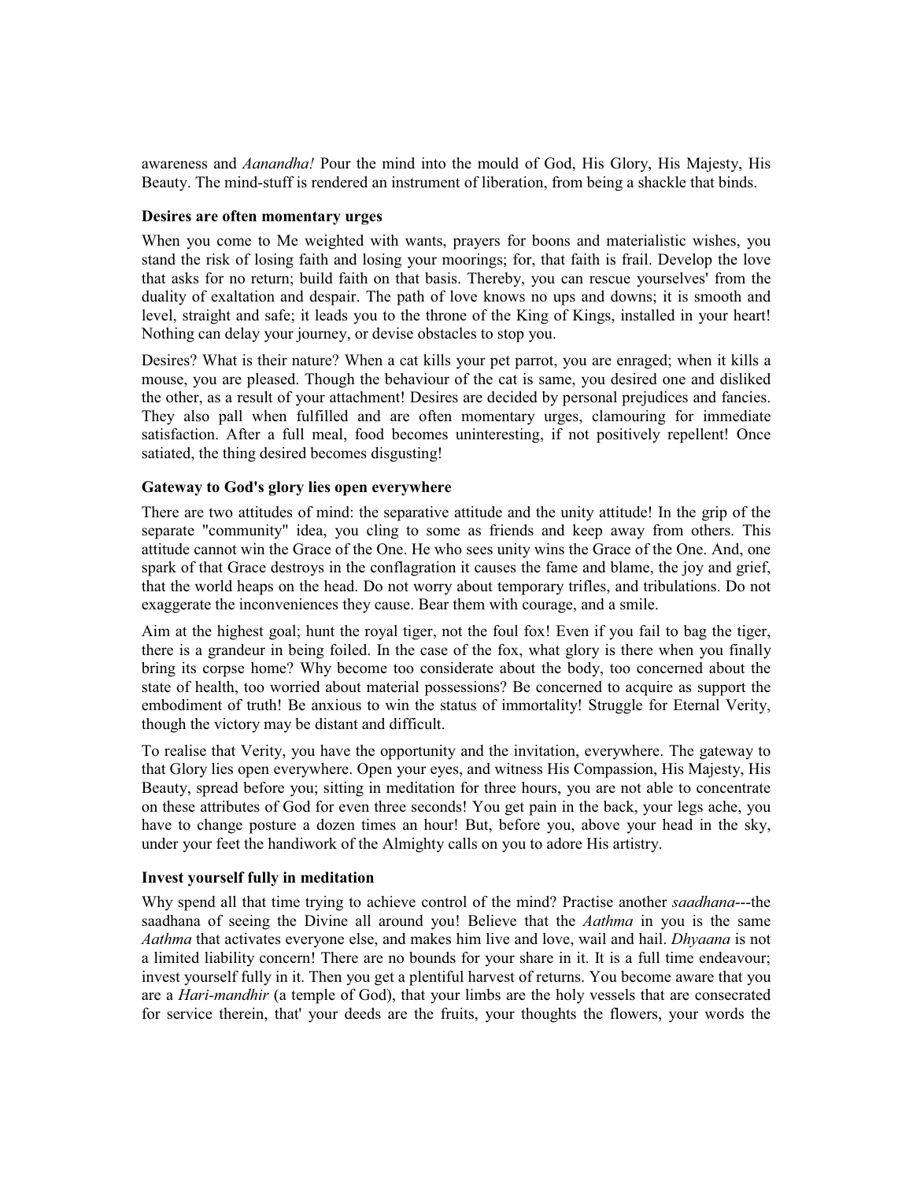awareness and *Aanandha!* Pour the mind into the mould of God, His Glory, His Majesty, His Beauty. The mind-stuff is rendered an instrument of liberation, from being a shackle that binds.

**Desires are often momentary urges**

When you come to Me weighted with wants, prayers for boons and materialistic wishes, you stand the risk of losing faith and losing your moorings; for, that faith is frail. Develop the love that asks for no return; build faith on that basis. Thereby, you can rescue yourselves' from the duality of exaltation and despair. The path of love knows no ups and downs; it is smooth and level, straight and safe; it leads you to the throne of the King of Kings, installed in your heart! Nothing can delay your journey, or devise obstacles to stop you.

Desires? What is their nature? When a cat kills your pet parrot, you are enraged; when it kills a mouse, you are pleased. Though the behaviour of the cat is same, you desired one and disliked the other, as a result of your attachment! Desires are decided by personal prejudices and fancies. They also pall when fulfilled and are often momentary urges, clamouring for immediate satisfaction. After a full meal, food becomes uninteresting, if not positively repellent! Once satiated, the thing desired becomes disgusting!

**Gateway to God's glory lies open everywhere**

There are two attitudes of mind: the separative attitude and the unity attitude! In the grip of the separate "community" idea, you cling to some as friends and keep away from others. This attitude cannot win the Grace of the One. He who sees unity wins the Grace of the One. And, one spark of that Grace destroys in the conflagration it causes the fame and blame, the joy and grief, that the world heaps on the head. Do not worry about temporary trifles, and tribulations. Do not exaggerate the inconveniences they cause. Bear them with courage, and a smile.

Aim at the highest goal; hunt the royal tiger, not the foul fox! Even if you fail to bag the tiger, there is a grandeur in being foiled. In the case of the fox, what glory is there when you finally bring its corpse home? Why become too considerate about the body, too concerned about the state of health, too worried about material possessions? Be concerned to acquire as support the embodiment of truth! Be anxious to win the status of immortality! Struggle for Eternal Verity, though the victory may be distant and difficult.

To realise that Verity, you have the opportunity and the invitation, everywhere. The gateway to that Glory lies open everywhere. Open your eyes, and witness His Compassion, His Majesty, His Beauty, spread before you; sitting in meditation for three hours, you are not able to concentrate on these attributes of God for even three seconds! You get pain in the back, your legs ache, you have to change posture a dozen times an hour! But, before you, above your head in the sky, under your feet the handiwork of the Almighty calls on you to adore His artistry.

**Invest yourself fully in meditation**

Why spend all that time trying to achieve control of the mind? Practise another *saadhana*---the saadhana of seeing the Divine all around you! Believe that the *Aathma* in you is the same *Aathma* that activates everyone else, and makes him live and love, wail and hail. *Dhyaana* is not a limited liability concern! There are no bounds for your share in it. It is a full time endeavour; invest yourself fully in it. Then you get a plentiful harvest of returns. You become aware that you are a *Hari-mandhir* (a temple of God), that your limbs are the holy vessels that are consecrated for service therein, that' your deeds are the fruits, your thoughts the flowers, your words the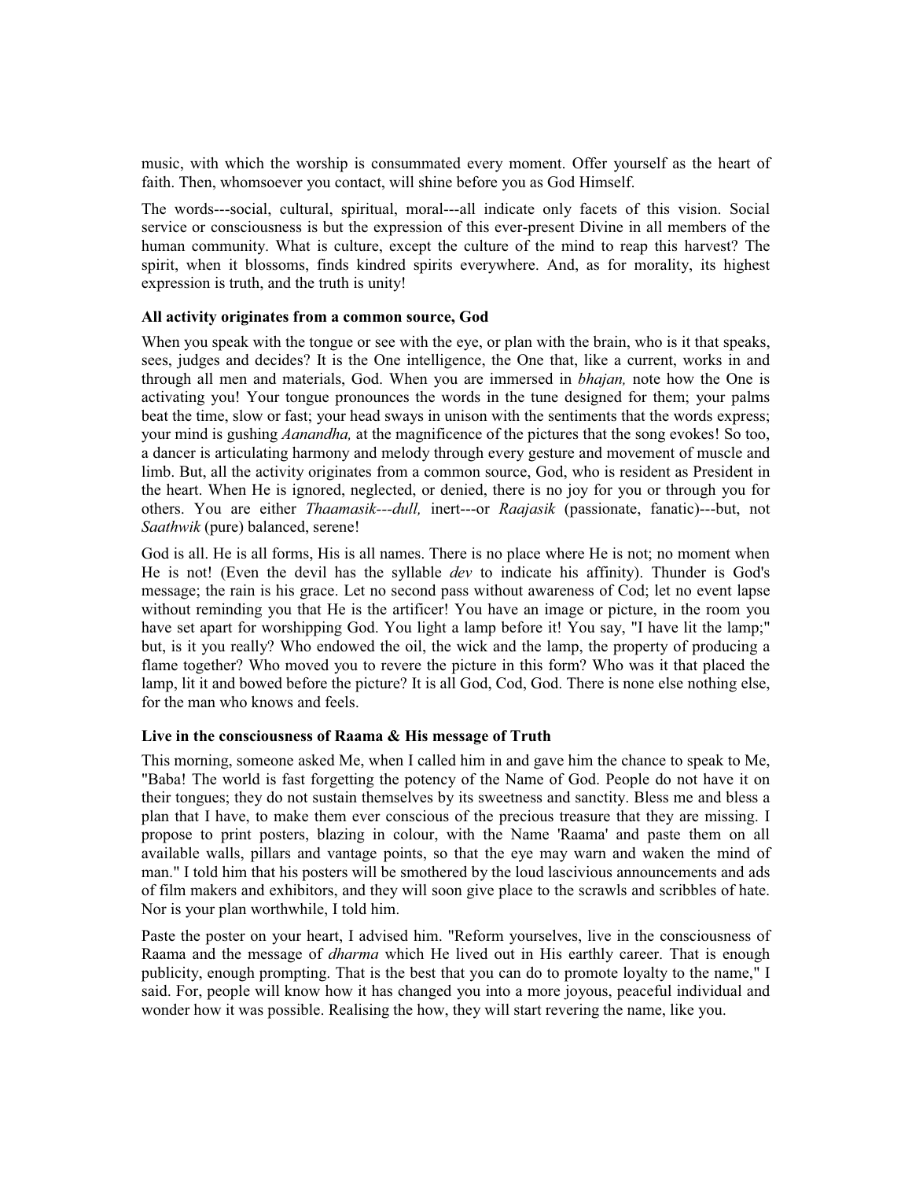music, with which the worship is consummated every moment. Offer yourself as the heart of faith. Then, whomsoever you contact, will shine before you as God Himself.

The words---social, cultural, spiritual, moral---all indicate only facets of this vision. Social service or consciousness is but the expression of this ever-present Divine in all members of the human community. What is culture, except the culture of the mind to reap this harvest? The spirit, when it blossoms, finds kindred spirits everywhere. And, as for morality, its highest expression is truth, and the truth is unity!

**All activity originates from a common source, God**

When you speak with the tongue or see with the eye, or plan with the brain, who is it that speaks, sees, judges and decides? It is the One intelligence, the One that, like a current, works in and through all men and materials, God. When you are immersed in *bhajan,* note how the One is activating you! Your tongue pronounces the words in the tune designed for them; your palms beat the time, slow or fast; your head sways in unison with the sentiments that the words express; your mind is gushing *Aanandha,* at the magnificence of the pictures that the song evokes! So too, a dancer is articulating harmony and melody through every gesture and movement of muscle and limb. But, all the activity originates from a common source, God, who is resident as President in the heart. When He is ignored, neglected, or denied, there is no joy for you or through you for others. You are either *Thaamasik---dull,* inert---or *Raajasik* (passionate, fanatic)---but, not *Saathwik* (pure) balanced, serene!

God is all. He is all forms, His is all names. There is no place where He is not; no moment when He is not! (Even the devil has the syllable *dev* to indicate his affinity). Thunder is God's message; the rain is his grace. Let no second pass without awareness of Cod; let no event lapse without reminding you that He is the artificer! You have an image or picture, in the room you have set apart for worshipping God. You light a lamp before it! You say, "I have lit the lamp;" but, is it you really? Who endowed the oil, the wick and the lamp, the property of producing a flame together? Who moved you to revere the picture in this form? Who was it that placed the lamp, lit it and bowed before the picture? It is all God, Cod, God. There is none else nothing else, for the man who knows and feels.

**Live in the consciousness of Raama & His message of Truth**

This morning, someone asked Me, when I called him in and gave him the chance to speak to Me, "Baba! The world is fast forgetting the potency of the Name of God. People do not have it on their tongues; they do not sustain themselves by its sweetness and sanctity. Bless me and bless a plan that I have, to make them ever conscious of the precious treasure that they are missing. I propose to print posters, blazing in colour, with the Name 'Raama' and paste them on all available walls, pillars and vantage points, so that the eye may warn and waken the mind of man." I told him that his posters will be smothered by the loud lascivious announcements and ads of film makers and exhibitors, and they will soon give place to the scrawls and scribbles of hate. Nor is your plan worthwhile, I told him.

Paste the poster on your heart, I advised him. "Reform yourselves, live in the consciousness of Raama and the message of *dharma* which He lived out in His earthly career. That is enough publicity, enough prompting. That is the best that you can do to promote loyalty to the name," I said. For, people will know how it has changed you into a more joyous, peaceful individual and wonder how it was possible. Realising the how, they will start revering the name, like you.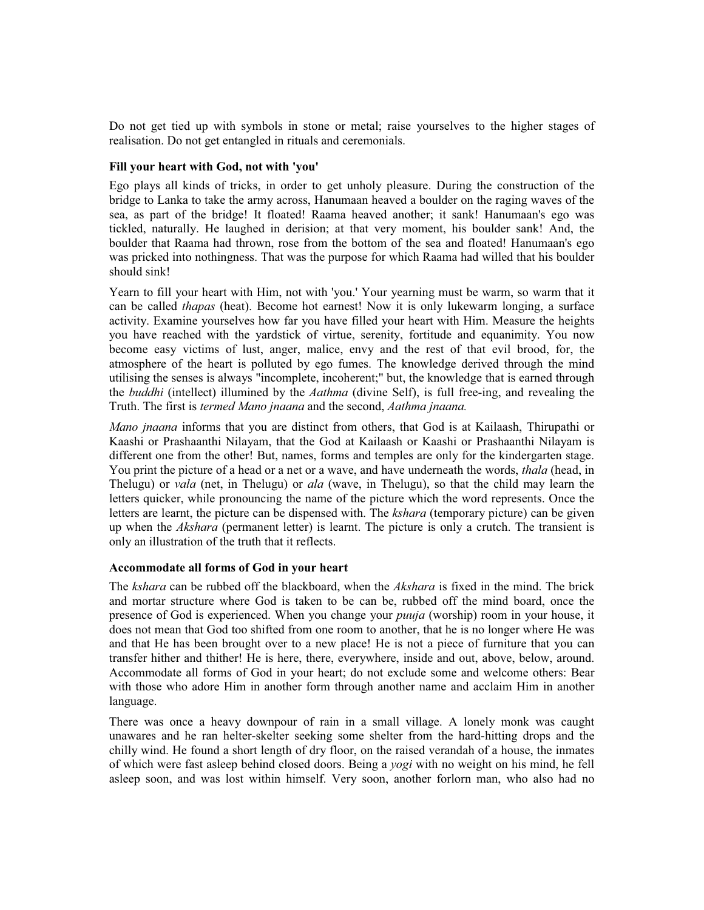Do not get tied up with symbols in stone or metal; raise yourselves to the higher stages of realisation. Do not get entangled in rituals and ceremonials.

**Fill your heart with God, not with 'you'**

Ego plays all kinds of tricks, in order to get unholy pleasure. During the construction of the bridge to Lanka to take the army across, Hanumaan heaved a boulder on the raging waves of the sea, as part of the bridge! It floated! Raama heaved another; it sank! Hanumaan's ego was tickled, naturally. He laughed in derision; at that very moment, his boulder sank! And, the boulder that Raama had thrown, rose from the bottom of the sea and floated! Hanumaan's ego was pricked into nothingness. That was the purpose for which Raama had willed that his boulder should sink!

Yearn to fill your heart with Him, not with 'you.' Your yearning must be warm, so warm that it can be called *thapas* (heat). Become hot earnest! Now it is only lukewarm longing, a surface activity. Examine yourselves how far you have filled your heart with Him. Measure the heights you have reached with the yardstick of virtue, serenity, fortitude and equanimity. You now become easy victims of lust, anger, malice, envy and the rest of that evil brood, for, the atmosphere of the heart is polluted by ego fumes. The knowledge derived through the mind utilising the senses is always "incomplete, incoherent;" but, the knowledge that is earned through the *buddhi* (intellect) illumined by the *Aathma* (divine Self), is full free-ing, and revealing the Truth. The first is *termed Mano jnaana* and the second, *Aathma jnaana.*

*Mano jnaana* informs that you are distinct from others, that God is at Kailaash, Thirupathi or Kaashi or Prashaanthi Nilayam, that the God at Kailaash or Kaashi or Prashaanthi Nilayam is different one from the other! But, names, forms and temples are only for the kindergarten stage. You print the picture of a head or a net or a wave, and have underneath the words, *thala* (head, in Thelugu) or *vala* (net, in Thelugu) or *ala* (wave, in Thelugu), so that the child may learn the letters quicker, while pronouncing the name of the picture which the word represents. Once the letters are learnt, the picture can be dispensed with. The *kshara* (temporary picture) can be given up when the *Akshara* (permanent letter) is learnt. The picture is only a crutch. The transient is only an illustration of the truth that it reflects.

**Accommodate all forms of God in your heart**

The *kshara* can be rubbed off the blackboard, when the *Akshara* is fixed in the mind. The brick and mortar structure where God is taken to be can be, rubbed off the mind board, once the presence of God is experienced. When you change your *puuja* (worship) room in your house, it does not mean that God too shifted from one room to another, that he is no longer where He was and that He has been brought over to a new place! He is not a piece of furniture that you can transfer hither and thither! He is here, there, everywhere, inside and out, above, below, around. Accommodate all forms of God in your heart; do not exclude some and welcome others: Bear with those who adore Him in another form through another name and acclaim Him in another language.

There was once a heavy downpour of rain in a small village. A lonely monk was caught unawares and he ran helter-skelter seeking some shelter from the hard-hitting drops and the chilly wind. He found a short length of dry floor, on the raised verandah of a house, the inmates of which were fast asleep behind closed doors. Being a *yogi* with no weight on his mind, he fell asleep soon, and was lost within himself. Very soon, another forlorn man, who also had no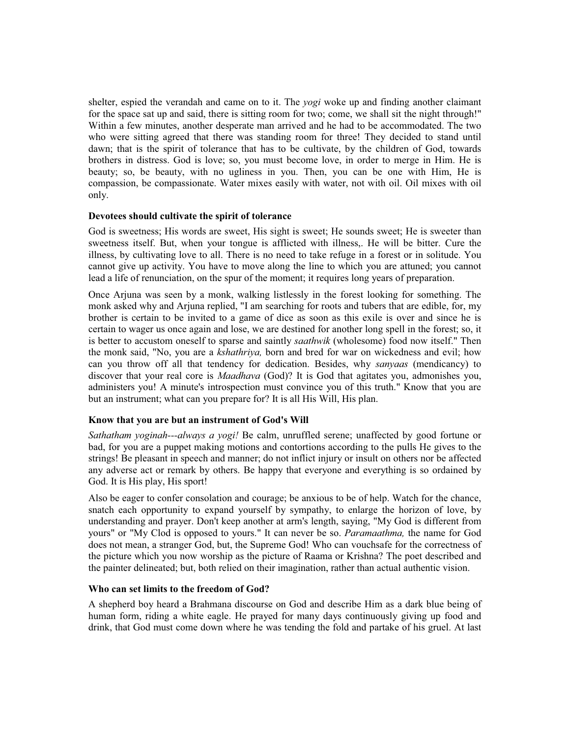shelter, espied the verandah and came on to it. The *yogi* woke up and finding another claimant for the space sat up and said, there is sitting room for two; come, we shall sit the night through!" Within a few minutes, another desperate man arrived and he had to be accommodated. The two who were sitting agreed that there was standing room for three! They decided to stand until dawn; that is the spirit of tolerance that has to be cultivate, by the children of God, towards brothers in distress. God is love; so, you must become love, in order to merge in Him. He is beauty; so, be beauty, with no ugliness in you. Then, you can be one with Him, He is compassion, be compassionate. Water mixes easily with water, not with oil. Oil mixes with oil only.

### Devotees should cultivate the spirit of tolerance

God is sweetness; His words are sweet, His sight is sweet; He sounds sweet; He is sweeter than sweetness itself. But, when your tongue is afflicted with illness,. He will be bitter. Cure the illness, by cultivating love to all. There is no need to take refuge in a forest or in solitude. You cannot give up activity. You have to move along the line to which you are attuned; you cannot lead a life of renunciation, on the spur of the moment; it requires long years of preparation.

Once Arjuna was seen by a monk, walking listlessly in the forest looking for something. The monk asked why and Arjuna replied, "I am searching for roots and tubers that are edible, for, my brother is certain to be invited to a game of dice as soon as this exile is over and since he is certain to wager us once again and lose, we are destined for another long spell in the forest; so, it is better to accustom oneself to sparse and saintly *saathwik* (wholesome) food now itself." Then the monk said, "No, you are a *kshathriya,* born and bred for war on wickedness and evil; how can you throw off all that tendency for dedication. Besides, why *sanyaas* (mendicancy) to discover that your real core is *Maadhava* (God)? It is God that agitates you, admonishes you, administers you! A minute's introspection must convince you of this truth." Know that you are but an instrument; what can you prepare for? It is all His Will, His plan.

### Know that you are but an instrument of God's Will

*Sathatham yoginah---always a yogi!* Be calm, unruffled serene; unaffected by good fortune or bad, for you are a puppet making motions and contortions according to the pulls He gives to the strings! Be pleasant in speech and manner; do not inflict injury or insult on others nor be affected any adverse act or remark by others. Be happy that everyone and everything is so ordained by God. It is His play, His sport!

Also be eager to confer consolation and courage; be anxious to be of help. Watch for the chance, snatch each opportunity to expand yourself by sympathy, to enlarge the horizon of love, by understanding and prayer. Don't keep another at arm's length, saying, "My God is different from yours" or "My Clod is opposed to yours." It can never be so. *Paramaathma,* the name for God does not mean, a stranger God, but, the Supreme God! Who can vouchsafe for the correctness of the picture which you now worship as the picture of Raama or Krishna? The poet described and the painter delineated; but, both relied on their imagination, rather than actual authentic vision.

### Who can set limits to the freedom of God?

A shepherd boy heard a Brahmana discourse on God and describe Him as a dark blue being of human form, riding a white eagle. He prayed for many days continuously giving up food and drink, that God must come down where he was tending the fold and partake of his gruel. At last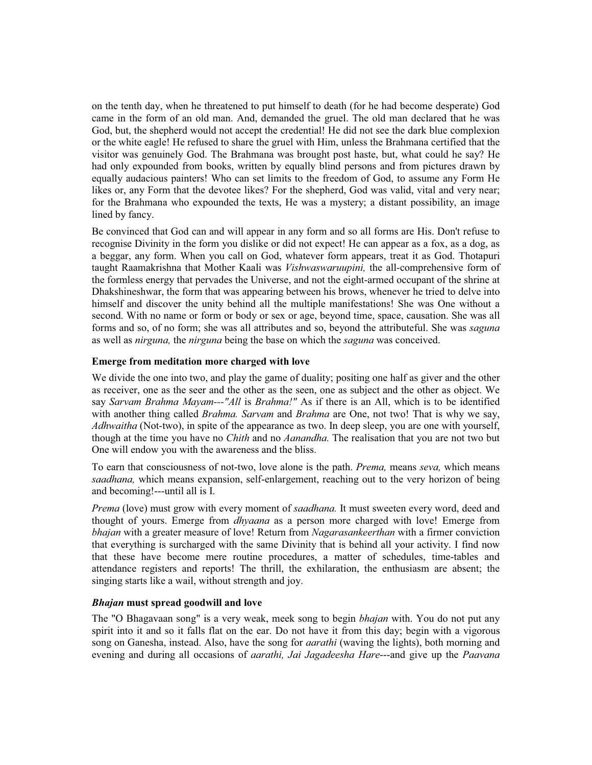on the tenth day, when he threatened to put himself to death (for he had become desperate) God came in the form of an old man. And, demanded the gruel. The old man declared that he was God, but, the shepherd would not accept the credential! He did not see the dark blue complexion or the white eagle! He refused to share the gruel with Him, unless the Brahmana certified that the visitor was genuinely God. The Brahmana was brought post haste, but, what could he say? He had only expounded from books, written by equally blind persons and from pictures drawn by equally audacious painters! Who can set limits to the freedom of God, to assume any Form He likes or, any Form that the devotee likes? For the shepherd, God was valid, vital and very near; for the Brahmana who expounded the texts, He was a mystery; a distant possibility, an image lined by fancy.

Be convinced that God can and will appear in any form and so all forms are His. Don't refuse to recognise Divinity in the form you dislike or did not expect! He can appear as a fox, as a dog, as a beggar, any form. When you call on God, whatever form appears, treat it as God. Thotapuri taught Raamakrishna that Mother Kaali was *Vishwaswaruupini,* the all-comprehensive form of the formless energy that pervades the Universe, and not the eight-armed occupant of the shrine at Dhakshineshwar, the form that was appearing between his brows, whenever he tried to delve into himself and discover the unity behind all the multiple manifestations! She was One without a second. With no name or form or body or sex or age, beyond time, space, causation. She was all forms and so, of no form; she was all attributes and so, beyond the attributeful. She was *saguna* as well as *nirguna,* the *nirguna* being the base on which the *saguna* was conceived.

**Emerge from meditation more charged with love**

We divide the one into two, and play the game of duality; positing one half as giver and the other as receiver, one as the seer and the other as the seen, one as subject and the other as object. We say *Sarvam Brahma Mayam---"All* is *Brahma!"* As if there is an All, which is to be identified with another thing called *Brahma. Sarvam* and *Brahma* are One, not two! That is why we say, *Adhwaitha* (Not-two), in spite of the appearance as two. In deep sleep, you are one with yourself, though at the time you have no *Chith* and no *Aanandha.* The realisation that you are not two but One will endow you with the awareness and the bliss.

To earn that consciousness of not-two, love alone is the path. *Prema,* means *seva,* which means *saadhana,* which means expansion, self-enlargement, reaching out to the very horizon of being and becoming!---until all is I.

*Prema* (love) must grow with every moment of *saadhana.* It must sweeten every word, deed and thought of yours. Emerge from *dhyaana* as a person more charged with love! Emerge from *bhajan* with a greater measure of love! Return from *Nagarasankeerthan* with a firmer conviction that everything is surcharged with the same Divinity that is behind all your activity. I find now that these have become mere routine procedures, a matter of schedules, time-tables and attendance registers and reports! The thrill, the exhilaration, the enthusiasm are absent; the singing starts like a wail, without strength and joy.

***Bhajan* must spread goodwill and love**

The "O Bhagavaan song" is a very weak, meek song to begin *bhajan* with. You do not put any spirit into it and so it falls flat on the ear. Do not have it from this day; begin with a vigorous song on Ganesha, instead. Also, have the song for *aarathi* (waving the lights), both morning and evening and during all occasions of *aarathi, Jai Jagadeesha Hare*---and give up the *Paavana*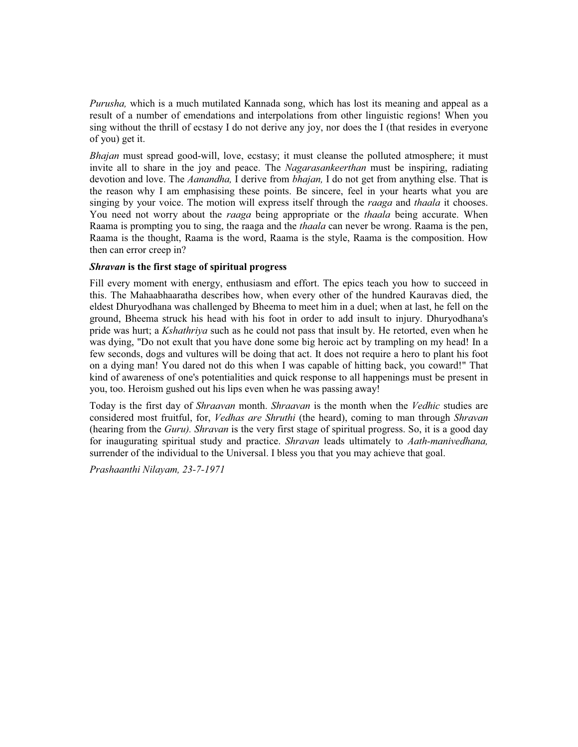*Purusha,* which is a much mutilated Kannada song, which has lost its meaning and appeal as a result of a number of emendations and interpolations from other linguistic regions! When you sing without the thrill of ecstasy I do not derive any joy, nor does the I (that resides in everyone of you) get it.

*Bhajan* must spread good-will, love, ecstasy; it must cleanse the polluted atmosphere; it must invite all to share in the joy and peace. The *Nagarasankeerthan* must be inspiring, radiating devotion and love. The *Aanandha,* I derive from *bhajan,* I do not get from anything else. That is the reason why I am emphasising these points. Be sincere, feel in your hearts what you are singing by your voice. The motion will express itself through the *raaga* and *thaala* it chooses. You need not worry about the *raaga* being appropriate or the *thaala* being accurate. When Raama is prompting you to sing, the raaga and the *thaala* can never be wrong. Raama is the pen, Raama is the thought, Raama is the word, Raama is the style, Raama is the composition. How then can error creep in?

### ***Shravan*** **is the first stage of spiritual progress**

Fill every moment with energy, enthusiasm and effort. The epics teach you how to succeed in this. The Mahaabhaaratha describes how, when every other of the hundred Kauravas died, the eldest Dhuryodhana was challenged by Bheema to meet him in a duel; when at last, he fell on the ground, Bheema struck his head with his foot in order to add insult to injury. Dhuryodhana's pride was hurt; a *Kshathriya* such as he could not pass that insult by. He retorted, even when he was dying, "Do not exult that you have done some big heroic act by trampling on my head! In a few seconds, dogs and vultures will be doing that act. It does not require a hero to plant his foot on a dying man! You dared not do this when I was capable of hitting back, you coward!" That kind of awareness of one's potentialities and quick response to all happenings must be present in you, too. Heroism gushed out his lips even when he was passing away!

Today is the first day of *Shraavan* month. *Shraavan* is the month when the *Vedhic* studies are considered most fruitful, for, *Vedhas are Shruthi* (the heard), coming to man through *Shravan* (hearing from the *Guru). Shravan* is the very first stage of spiritual progress. So, it is a good day for inaugurating spiritual study and practice. *Shravan* leads ultimately to *Aath-manivedhana,* surrender of the individual to the Universal. I bless you that you may achieve that goal.

*Prashaanthi Nilayam, 23-7-1971*